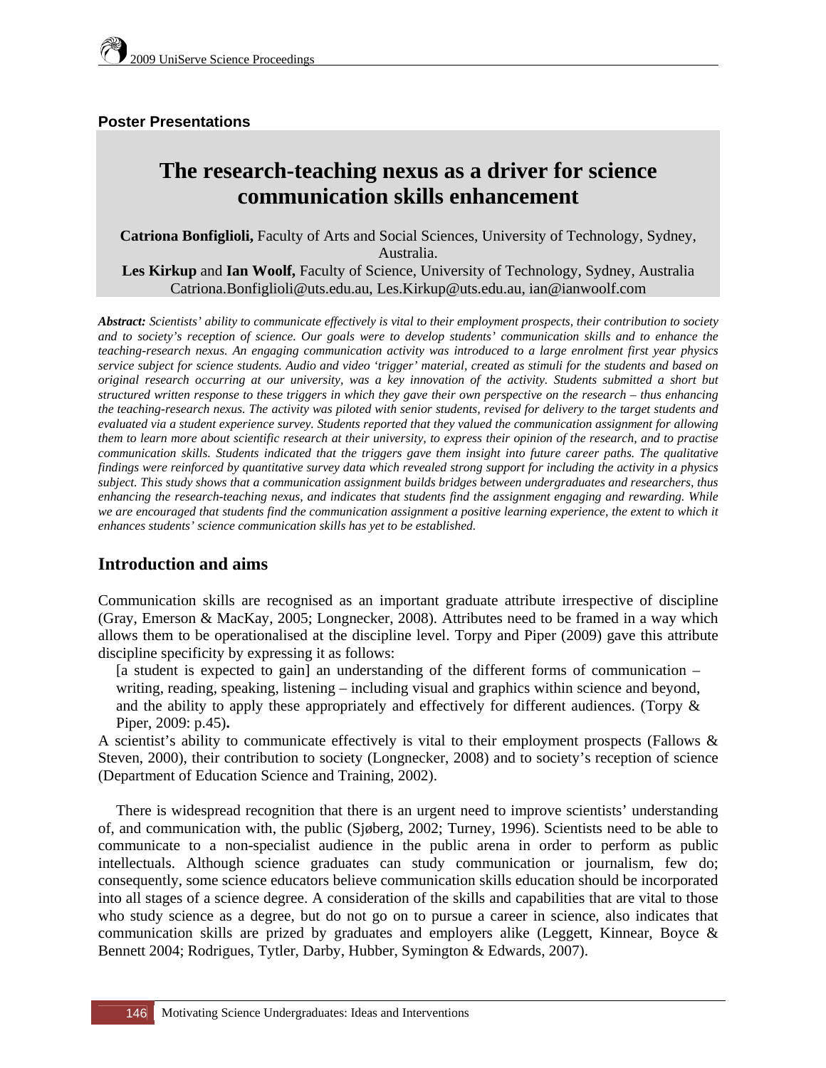**Poster Presentations**

# The research-teaching nexus as a driver for science communication skills enhancement

**Catriona Bonfiglioli,** Faculty of Arts and Social Sciences, University of Technology, Sydney, Australia.
**Les Kirkup** and **Ian Woolf,** Faculty of Science, University of Technology, Sydney, Australia
Catriona.Bonfiglioli@uts.edu.au, Les.Kirkup@uts.edu.au, ian@ianwoolf.com

***Abstract:*** *Scientists' ability to communicate effectively is vital to their employment prospects, their contribution to society and to society's reception of science. Our goals were to develop students' communication skills and to enhance the teaching-research nexus. An engaging communication activity was introduced to a large enrolment first year physics service subject for science students. Audio and video 'trigger' material, created as stimuli for the students and based on original research occurring at our university, was a key innovation of the activity. Students submitted a short but structured written response to these triggers in which they gave their own perspective on the research – thus enhancing the teaching-research nexus. The activity was piloted with senior students, revised for delivery to the target students and evaluated via a student experience survey. Students reported that they valued the communication assignment for allowing them to learn more about scientific research at their university, to express their opinion of the research, and to practise communication skills. Students indicated that the triggers gave them insight into future career paths. The qualitative findings were reinforced by quantitative survey data which revealed strong support for including the activity in a physics subject. This study shows that a communication assignment builds bridges between undergraduates and researchers, thus enhancing the research-teaching nexus, and indicates that students find the assignment engaging and rewarding. While we are encouraged that students find the communication assignment a positive learning experience, the extent to which it enhances students' science communication skills has yet to be established.*

## Introduction and aims

Communication skills are recognised as an important graduate attribute irrespective of discipline (Gray, Emerson & MacKay, 2005; Longnecker, 2008). Attributes need to be framed in a way which allows them to be operationalised at the discipline level. Torpy and Piper (2009) gave this attribute discipline specificity by expressing it as follows:

> [a student is expected to gain] an understanding of the different forms of communication – writing, reading, speaking, listening – including visual and graphics within science and beyond, and the ability to apply these appropriately and effectively for different audiences. (Torpy & Piper, 2009: p.45)**.**

A scientist's ability to communicate effectively is vital to their employment prospects (Fallows & Steven, 2000), their contribution to society (Longnecker, 2008) and to society's reception of science (Department of Education Science and Training, 2002).

There is widespread recognition that there is an urgent need to improve scientists' understanding of, and communication with, the public (Sjøberg, 2002; Turney, 1996). Scientists need to be able to communicate to a non-specialist audience in the public arena in order to perform as public intellectuals. Although science graduates can study communication or journalism, few do; consequently, some science educators believe communication skills education should be incorporated into all stages of a science degree. A consideration of the skills and capabilities that are vital to those who study science as a degree, but do not go on to pursue a career in science, also indicates that communication skills are prized by graduates and employers alike (Leggett, Kinnear, Boyce & Bennett 2004; Rodrigues, Tytler, Darby, Hubber, Symington & Edwards, 2007).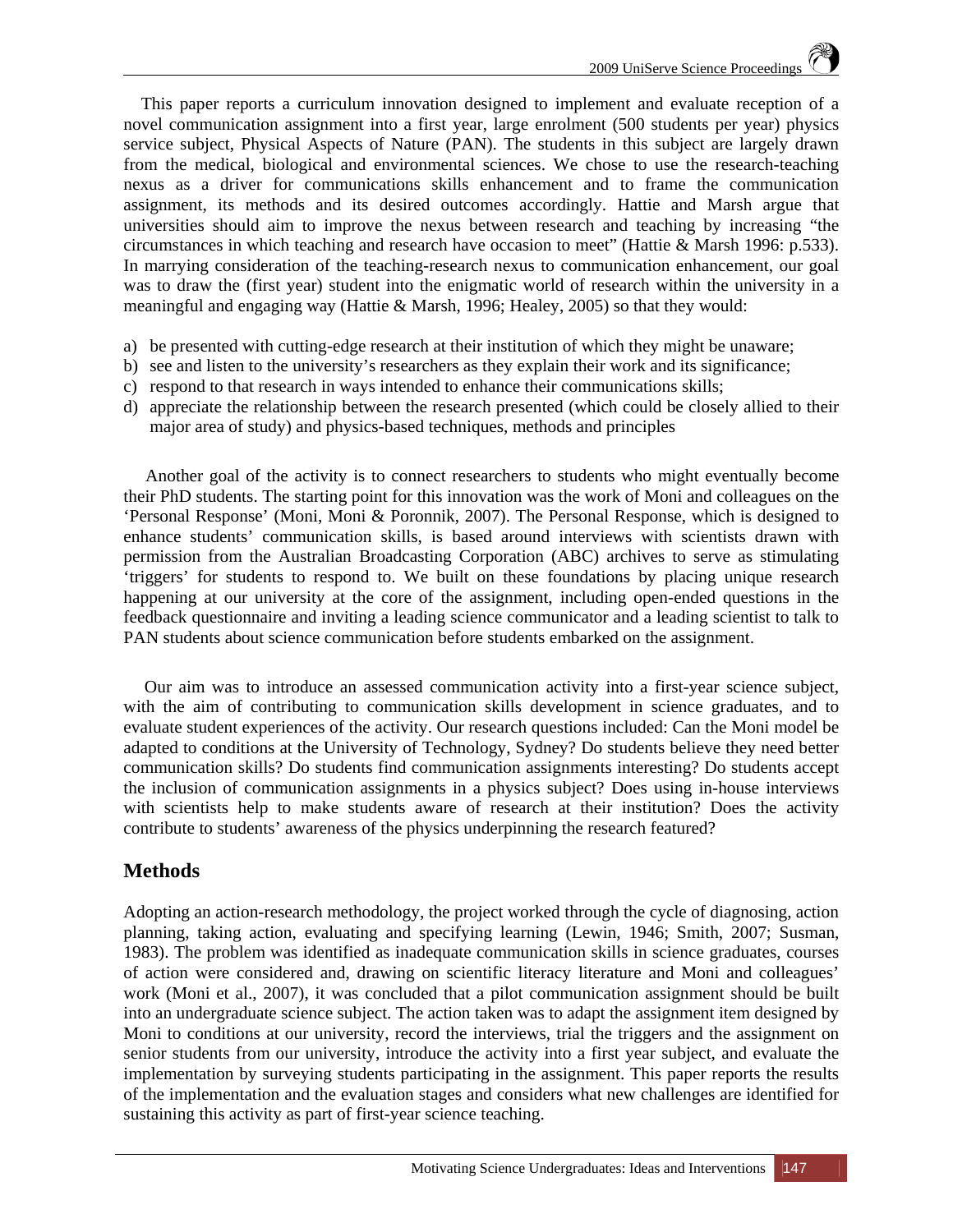This paper reports a curriculum innovation designed to implement and evaluate reception of a novel communication assignment into a first year, large enrolment (500 students per year) physics service subject, Physical Aspects of Nature (PAN). The students in this subject are largely drawn from the medical, biological and environmental sciences. We chose to use the research-teaching nexus as a driver for communications skills enhancement and to frame the communication assignment, its methods and its desired outcomes accordingly. Hattie and Marsh argue that universities should aim to improve the nexus between research and teaching by increasing "the circumstances in which teaching and research have occasion to meet" (Hattie & Marsh 1996: p.533). In marrying consideration of the teaching-research nexus to communication enhancement, our goal was to draw the (first year) student into the enigmatic world of research within the university in a meaningful and engaging way (Hattie & Marsh, 1996; Healey, 2005) so that they would:

a) be presented with cutting-edge research at their institution of which they might be unaware;
b) see and listen to the university's researchers as they explain their work and its significance;
c) respond to that research in ways intended to enhance their communications skills;
d) appreciate the relationship between the research presented (which could be closely allied to their major area of study) and physics-based techniques, methods and principles

Another goal of the activity is to connect researchers to students who might eventually become their PhD students. The starting point for this innovation was the work of Moni and colleagues on the 'Personal Response' (Moni, Moni & Poronnik, 2007). The Personal Response, which is designed to enhance students' communication skills, is based around interviews with scientists drawn with permission from the Australian Broadcasting Corporation (ABC) archives to serve as stimulating 'triggers' for students to respond to. We built on these foundations by placing unique research happening at our university at the core of the assignment, including open-ended questions in the feedback questionnaire and inviting a leading science communicator and a leading scientist to talk to PAN students about science communication before students embarked on the assignment.

Our aim was to introduce an assessed communication activity into a first-year science subject, with the aim of contributing to communication skills development in science graduates, and to evaluate student experiences of the activity. Our research questions included: Can the Moni model be adapted to conditions at the University of Technology, Sydney? Do students believe they need better communication skills? Do students find communication assignments interesting? Do students accept the inclusion of communication assignments in a physics subject? Does using in-house interviews with scientists help to make students aware of research at their institution? Does the activity contribute to students' awareness of the physics underpinning the research featured?

## Methods

Adopting an action-research methodology, the project worked through the cycle of diagnosing, action planning, taking action, evaluating and specifying learning (Lewin, 1946; Smith, 2007; Susman, 1983). The problem was identified as inadequate communication skills in science graduates, courses of action were considered and, drawing on scientific literacy literature and Moni and colleagues' work (Moni et al., 2007), it was concluded that a pilot communication assignment should be built into an undergraduate science subject. The action taken was to adapt the assignment item designed by Moni to conditions at our university, record the interviews, trial the triggers and the assignment on senior students from our university, introduce the activity into a first year subject, and evaluate the implementation by surveying students participating in the assignment. This paper reports the results of the implementation and the evaluation stages and considers what new challenges are identified for sustaining this activity as part of first-year science teaching.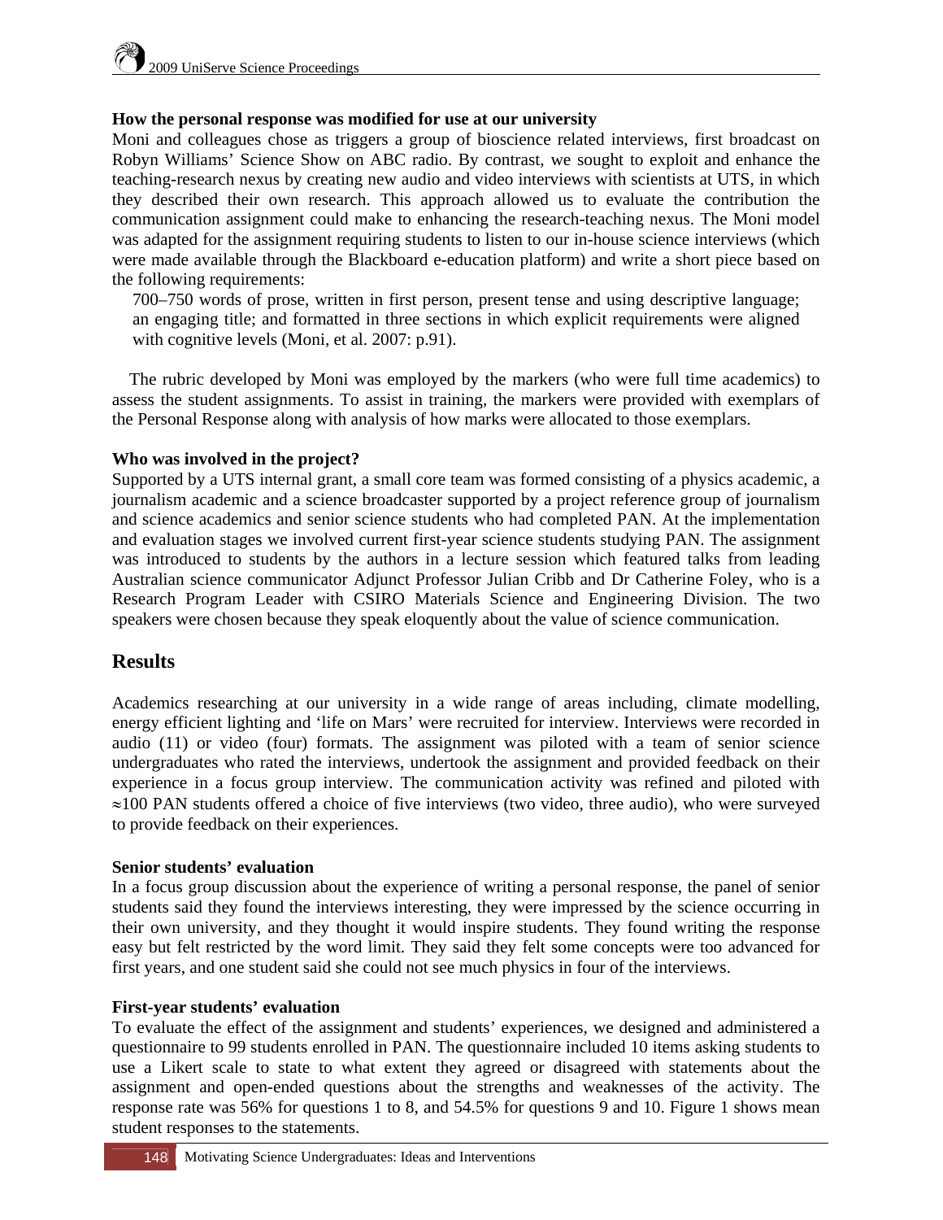**How the personal response was modified for use at our university**

Moni and colleagues chose as triggers a group of bioscience related interviews, first broadcast on Robyn Williams' Science Show on ABC radio. By contrast, we sought to exploit and enhance the teaching-research nexus by creating new audio and video interviews with scientists at UTS, in which they described their own research. This approach allowed us to evaluate the contribution the communication assignment could make to enhancing the research-teaching nexus. The Moni model was adapted for the assignment requiring students to listen to our in-house science interviews (which were made available through the Blackboard e-education platform) and write a short piece based on the following requirements:

> 700–750 words of prose, written in first person, present tense and using descriptive language; an engaging title; and formatted in three sections in which explicit requirements were aligned with cognitive levels (Moni, et al. 2007: p.91).

The rubric developed by Moni was employed by the markers (who were full time academics) to assess the student assignments. To assist in training, the markers were provided with exemplars of the Personal Response along with analysis of how marks were allocated to those exemplars.

**Who was involved in the project?**

Supported by a UTS internal grant, a small core team was formed consisting of a physics academic, a journalism academic and a science broadcaster supported by a project reference group of journalism and science academics and senior science students who had completed PAN. At the implementation and evaluation stages we involved current first-year science students studying PAN. The assignment was introduced to students by the authors in a lecture session which featured talks from leading Australian science communicator Adjunct Professor Julian Cribb and Dr Catherine Foley, who is a Research Program Leader with CSIRO Materials Science and Engineering Division. The two speakers were chosen because they speak eloquently about the value of science communication.

## Results

Academics researching at our university in a wide range of areas including, climate modelling, energy efficient lighting and 'life on Mars' were recruited for interview. Interviews were recorded in audio (11) or video (four) formats. The assignment was piloted with a team of senior science undergraduates who rated the interviews, undertook the assignment and provided feedback on their experience in a focus group interview. The communication activity was refined and piloted with ≈100 PAN students offered a choice of five interviews (two video, three audio), who were surveyed to provide feedback on their experiences.

**Senior students' evaluation**

In a focus group discussion about the experience of writing a personal response, the panel of senior students said they found the interviews interesting, they were impressed by the science occurring in their own university, and they thought it would inspire students. They found writing the response easy but felt restricted by the word limit. They said they felt some concepts were too advanced for first years, and one student said she could not see much physics in four of the interviews.

**First-year students' evaluation**

To evaluate the effect of the assignment and students' experiences, we designed and administered a questionnaire to 99 students enrolled in PAN. The questionnaire included 10 items asking students to use a Likert scale to state to what extent they agreed or disagreed with statements about the assignment and open-ended questions about the strengths and weaknesses of the activity. The response rate was 56% for questions 1 to 8, and 54.5% for questions 9 and 10. Figure 1 shows mean student responses to the statements.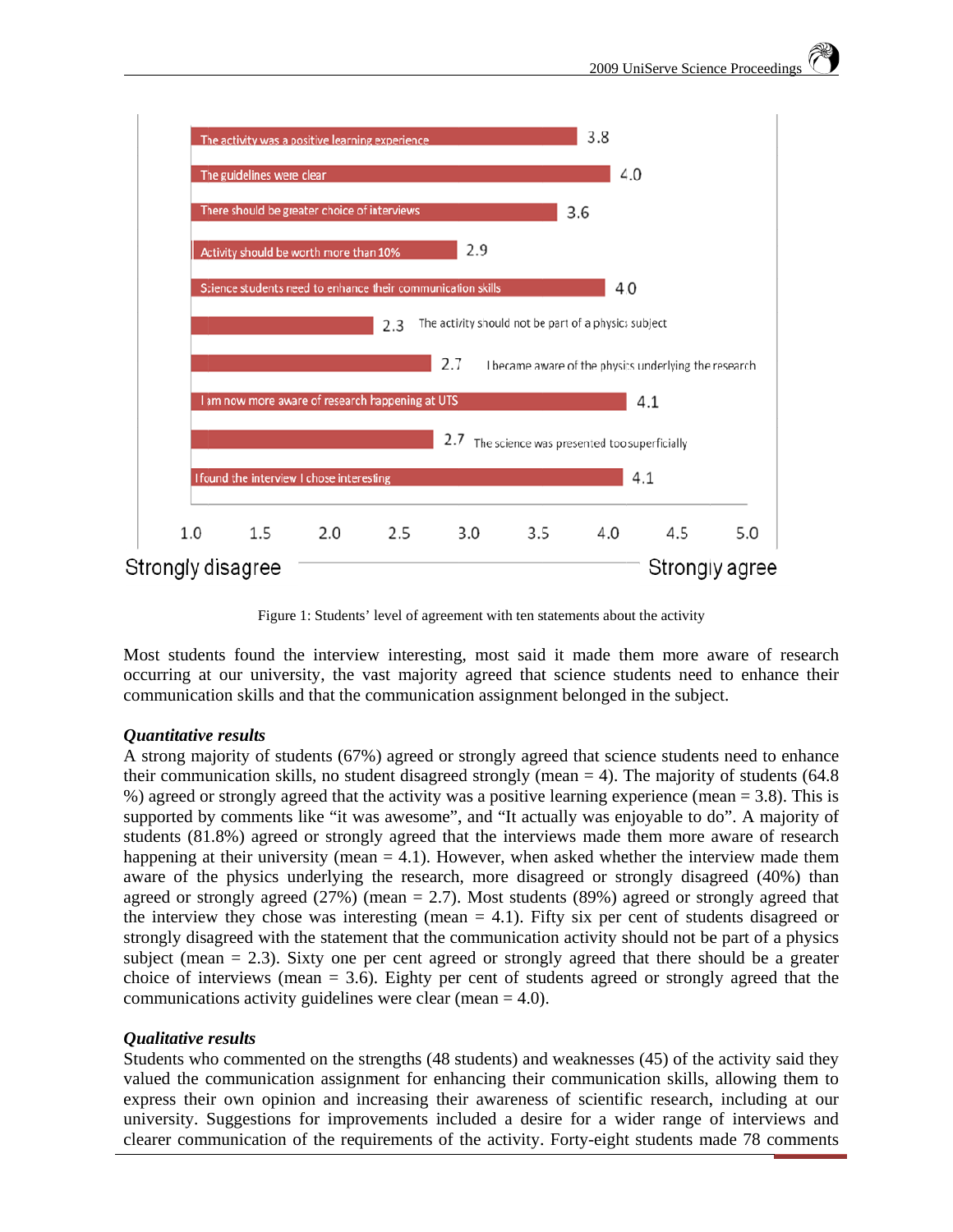| Statement | Mean |
|---|---|
| The activity was a positive learning experience | 3.8 |
| The guidelines were clear | 4.0 |
| There should be greater choice of interviews | 3.6 |
| Activity should be worth more than 10% | 2.9 |
| Science students need to enhance their communication skills | 4.0 |
| The activity should not be part of a physics subject | 2.3 |
| I became aware of the physics underlying the research | 2.7 |
| I am now more aware of research happening at UTS | 4.1 |
| The science was presented too superficially | 2.7 |
| I found the interview I chose interesting | 4.1 |

Scale: 1.0 (Strongly disagree) – 5.0 (Strongly agree)

Figure 1: Students' level of agreement with ten statements about the activity

Most students found the interview interesting, most said it made them more aware of research occurring at our university, the vast majority agreed that science students need to enhance their communication skills and that the communication assignment belonged in the subject.

***Quantitative results***

A strong majority of students (67%) agreed or strongly agreed that science students need to enhance their communication skills, no student disagreed strongly (mean = 4). The majority of students (64.8 %) agreed or strongly agreed that the activity was a positive learning experience (mean = 3.8). This is supported by comments like "it was awesome", and "It actually was enjoyable to do". A majority of students (81.8%) agreed or strongly agreed that the interviews made them more aware of research happening at their university (mean = 4.1). However, when asked whether the interview made them aware of the physics underlying the research, more disagreed or strongly disagreed (40%) than agreed or strongly agreed (27%) (mean = 2.7). Most students (89%) agreed or strongly agreed that the interview they chose was interesting (mean = 4.1). Fifty six per cent of students disagreed or strongly disagreed with the statement that the communication activity should not be part of a physics subject (mean = 2.3). Sixty one per cent agreed or strongly agreed that there should be a greater choice of interviews (mean = 3.6). Eighty per cent of students agreed or strongly agreed that the communications activity guidelines were clear (mean = 4.0).

***Qualitative results***

Students who commented on the strengths (48 students) and weaknesses (45) of the activity said they valued the communication assignment for enhancing their communication skills, allowing them to express their own opinion and increasing their awareness of scientific research, including at our university. Suggestions for improvements included a desire for a wider range of interviews and clearer communication of the requirements of the activity. Forty-eight students made 78 comments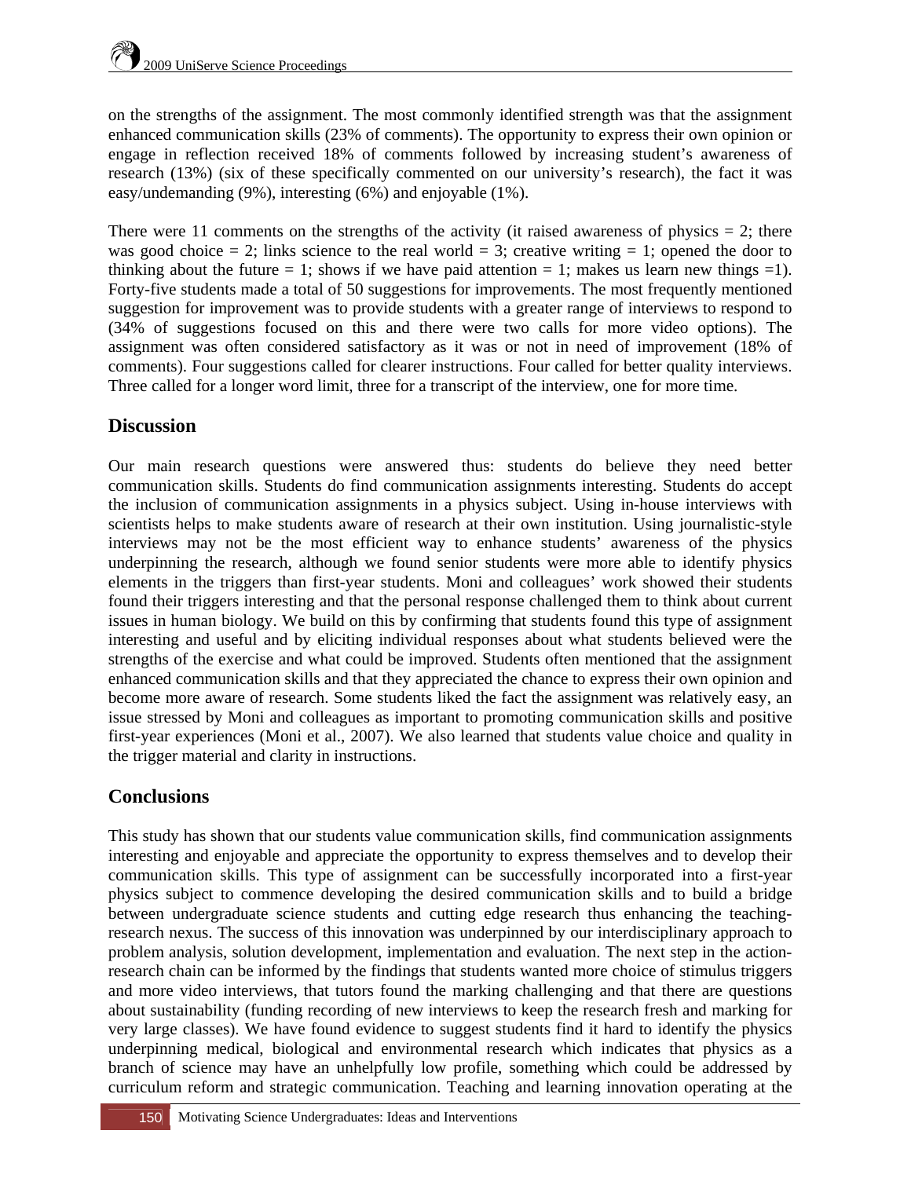on the strengths of the assignment. The most commonly identified strength was that the assignment enhanced communication skills (23% of comments). The opportunity to express their own opinion or engage in reflection received 18% of comments followed by increasing student's awareness of research (13%) (six of these specifically commented on our university's research), the fact it was easy/undemanding (9%), interesting (6%) and enjoyable (1%).

There were 11 comments on the strengths of the activity (it raised awareness of physics = 2; there was good choice = 2; links science to the real world = 3; creative writing = 1; opened the door to thinking about the future = 1; shows if we have paid attention = 1; makes us learn new things =1). Forty-five students made a total of 50 suggestions for improvements. The most frequently mentioned suggestion for improvement was to provide students with a greater range of interviews to respond to (34% of suggestions focused on this and there were two calls for more video options). The assignment was often considered satisfactory as it was or not in need of improvement (18% of comments). Four suggestions called for clearer instructions. Four called for better quality interviews. Three called for a longer word limit, three for a transcript of the interview, one for more time.

## Discussion

Our main research questions were answered thus: students do believe they need better communication skills. Students do find communication assignments interesting. Students do accept the inclusion of communication assignments in a physics subject. Using in-house interviews with scientists helps to make students aware of research at their own institution. Using journalistic-style interviews may not be the most efficient way to enhance students' awareness of the physics underpinning the research, although we found senior students were more able to identify physics elements in the triggers than first-year students. Moni and colleagues' work showed their students found their triggers interesting and that the personal response challenged them to think about current issues in human biology. We build on this by confirming that students found this type of assignment interesting and useful and by eliciting individual responses about what students believed were the strengths of the exercise and what could be improved. Students often mentioned that the assignment enhanced communication skills and that they appreciated the chance to express their own opinion and become more aware of research. Some students liked the fact the assignment was relatively easy, an issue stressed by Moni and colleagues as important to promoting communication skills and positive first-year experiences (Moni et al., 2007). We also learned that students value choice and quality in the trigger material and clarity in instructions.

## Conclusions

This study has shown that our students value communication skills, find communication assignments interesting and enjoyable and appreciate the opportunity to express themselves and to develop their communication skills. This type of assignment can be successfully incorporated into a first-year physics subject to commence developing the desired communication skills and to build a bridge between undergraduate science students and cutting edge research thus enhancing the teaching-research nexus. The success of this innovation was underpinned by our interdisciplinary approach to problem analysis, solution development, implementation and evaluation. The next step in the action-research chain can be informed by the findings that students wanted more choice of stimulus triggers and more video interviews, that tutors found the marking challenging and that there are questions about sustainability (funding recording of new interviews to keep the research fresh and marking for very large classes). We have found evidence to suggest students find it hard to identify the physics underpinning medical, biological and environmental research which indicates that physics as a branch of science may have an unhelpfully low profile, something which could be addressed by curriculum reform and strategic communication. Teaching and learning innovation operating at the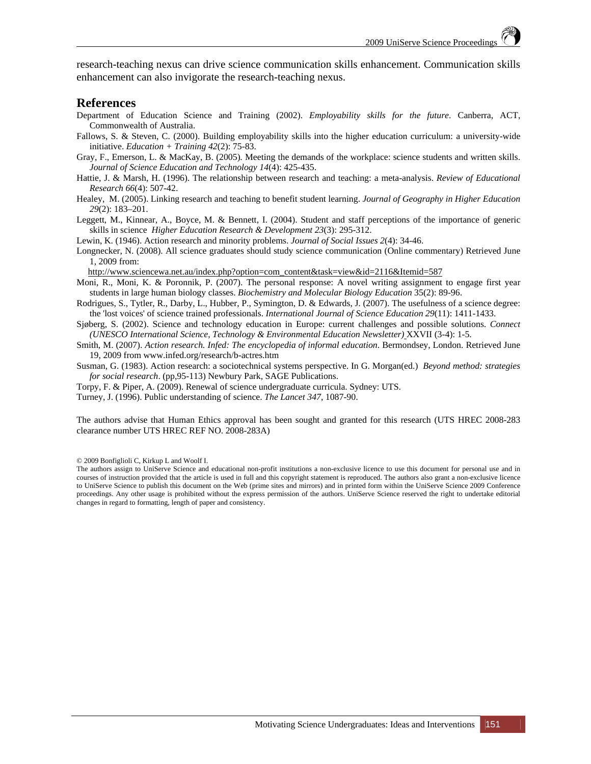research-teaching nexus can drive science communication skills enhancement. Communication skills enhancement can also invigorate the research-teaching nexus.

## References

Department of Education Science and Training (2002). *Employability skills for the future*. Canberra, ACT, Commonwealth of Australia.

Fallows, S. & Steven, C. (2000). Building employability skills into the higher education curriculum: a university-wide initiative. *Education + Training 42*(2): 75-83.

Gray, F., Emerson, L. & MacKay, B. (2005). Meeting the demands of the workplace: science students and written skills. *Journal of Science Education and Technology 14*(4): 425-435.

Hattie, J. & Marsh, H. (1996). The relationship between research and teaching: a meta-analysis. *Review of Educational Research 66*(4): 507-42.

Healey, M. (2005). Linking research and teaching to benefit student learning. *Journal of Geography in Higher Education 29*(2): 183–201.

Leggett, M., Kinnear, A., Boyce, M. & Bennett, I. (2004). Student and staff perceptions of the importance of generic skills in science *Higher Education Research & Development 23*(3): 295-312.

Lewin, K. (1946). Action research and minority problems. *Journal of Social Issues 2*(4): 34-46.

Longnecker, N. (2008). All science graduates should study science communication (Online commentary) Retrieved June 1, 2009 from: http://www.sciencewa.net.au/index.php?option=com_content&task=view&id=2116&Itemid=587

Moni, R., Moni, K. & Poronnik, P. (2007). The personal response: A novel writing assignment to engage first year students in large human biology classes. *Biochemistry and Molecular Biology Education* 35(2): 89-96.

Rodrigues, S., Tytler, R., Darby, L., Hubber, P., Symington, D. & Edwards, J. (2007). The usefulness of a science degree: the 'lost voices' of science trained professionals. *International Journal of Science Education 29*(11): 1411-1433.

Sjøberg, S. (2002). Science and technology education in Europe: current challenges and possible solutions. *Connect (UNESCO International Science, Technology & Environmental Education Newsletter)* XXVII (3-4): 1-5.

Smith, M. (2007). *Action research. Infed: The encyclopedia of informal education*. Bermondsey, London. Retrieved June 19, 2009 from www.infed.org/research/b-actres.htm

Susman, G. (1983). Action research: a sociotechnical systems perspective. In G. Morgan(ed.) *Beyond method: strategies for social research*. (pp,95-113) Newbury Park, SAGE Publications.

Torpy, F. & Piper, A. (2009). Renewal of science undergraduate curricula. Sydney: UTS.

Turney, J. (1996). Public understanding of science. *The Lancet 347*, 1087-90.

The authors advise that Human Ethics approval has been sought and granted for this research (UTS HREC 2008-283 clearance number UTS HREC REF NO. 2008-283A)

© 2009 Bonfiglioli C, Kirkup L and Woolf I.

The authors assign to UniServe Science and educational non-profit institutions a non-exclusive licence to use this document for personal use and in courses of instruction provided that the article is used in full and this copyright statement is reproduced. The authors also grant a non-exclusive licence to UniServe Science to publish this document on the Web (prime sites and mirrors) and in printed form within the UniServe Science 2009 Conference proceedings. Any other usage is prohibited without the express permission of the authors. UniServe Science reserved the right to undertake editorial changes in regard to formatting, length of paper and consistency.